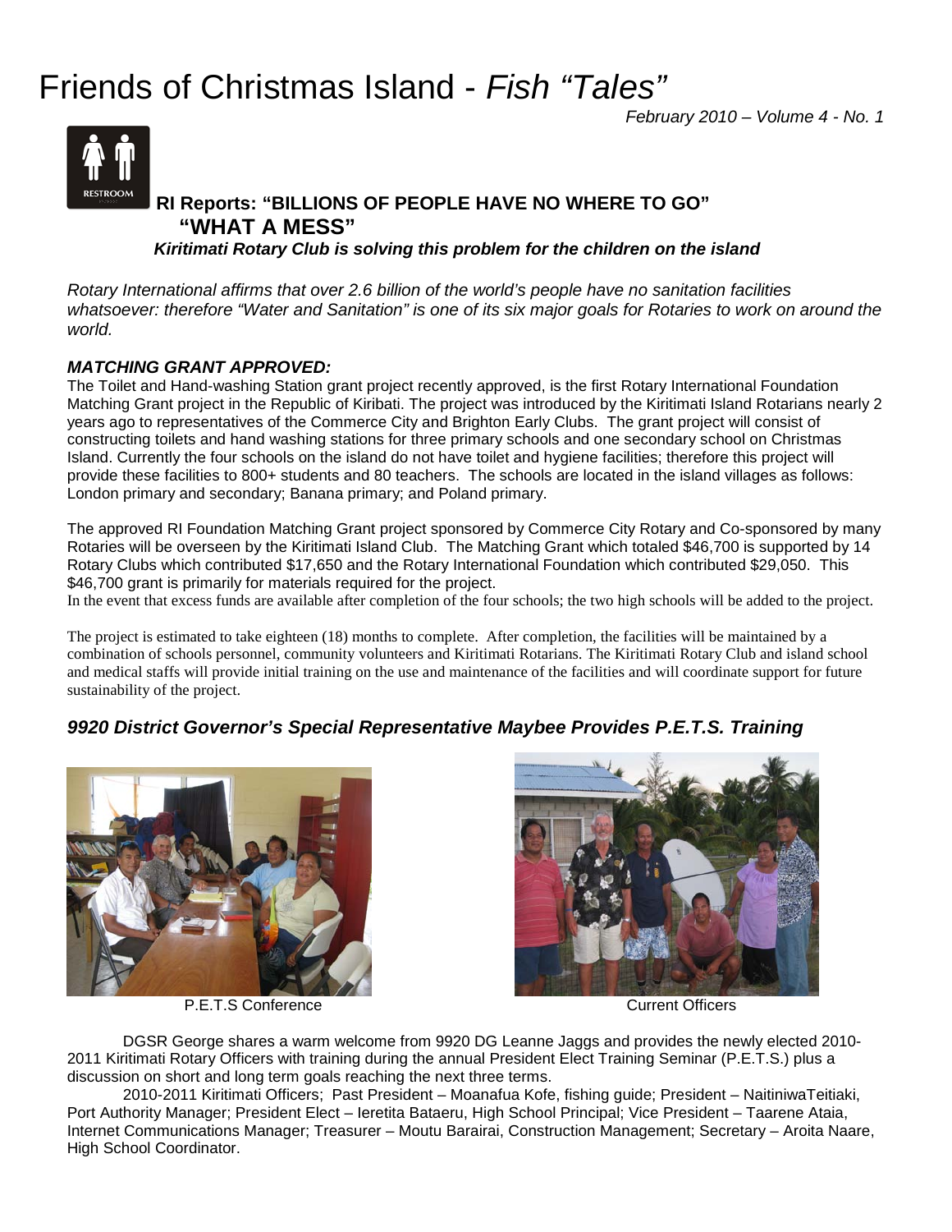# Friends of Christmas Island - *Fish "Tales"*

*February 2010 – Volume 4 - No. 1*

## RI Reports: "BILLIONS OF PEOPLE HAVE NO WHERE TO GO" "WHAT A MESS"

***Kiritimati Rotary Club is solving this problem for the children on the island***

*Rotary International affirms that over 2.6 billion of the world's people have no sanitation facilities whatsoever: therefore "Water and Sanitation" is one of its six major goals for Rotaries to work on around the world.*

***MATCHING GRANT APPROVED:***

The Toilet and Hand-washing Station grant project recently approved, is the first Rotary International Foundation Matching Grant project in the Republic of Kiribati. The project was introduced by the Kiritimati Island Rotarians nearly 2 years ago to representatives of the Commerce City and Brighton Early Clubs. The grant project will consist of constructing toilets and hand washing stations for three primary schools and one secondary school on Christmas Island. Currently the four schools on the island do not have toilet and hygiene facilities; therefore this project will provide these facilities to 800+ students and 80 teachers. The schools are located in the island villages as follows: London primary and secondary; Banana primary; and Poland primary.

The approved RI Foundation Matching Grant project sponsored by Commerce City Rotary and Co-sponsored by many Rotaries will be overseen by the Kiritimati Island Club. The Matching Grant which totaled $46,700 is supported by 14 Rotary Clubs which contributed $17,650 and the Rotary International Foundation which contributed $29,050. This $46,700 grant is primarily for materials required for the project.

In the event that excess funds are available after completion of the four schools; the two high schools will be added to the project.

The project is estimated to take eighteen (18) months to complete. After completion, the facilities will be maintained by a combination of schools personnel, community volunteers and Kiritimati Rotarians. The Kiritimati Rotary Club and island school and medical staffs will provide initial training on the use and maintenance of the facilities and will coordinate support for future sustainability of the project.

## *9920 District Governor's Special Representative Maybee Provides P.E.T.S. Training*

P.E.T.S Conference

Current Officers

DGSR George shares a warm welcome from 9920 DG Leanne Jaggs and provides the newly elected 2010-2011 Kiritimati Rotary Officers with training during the annual President Elect Training Seminar (P.E.T.S.) plus a discussion on short and long term goals reaching the next three terms.

2010-2011 Kiritimati Officers; Past President – Moanafua Kofe, fishing guide; President – NaitiniwaTeitiaki, Port Authority Manager; President Elect – Ieretita Bataeru, High School Principal; Vice President – Taarene Ataia, Internet Communications Manager; Treasurer – Moutu Barairai, Construction Management; Secretary – Aroita Naare, High School Coordinator.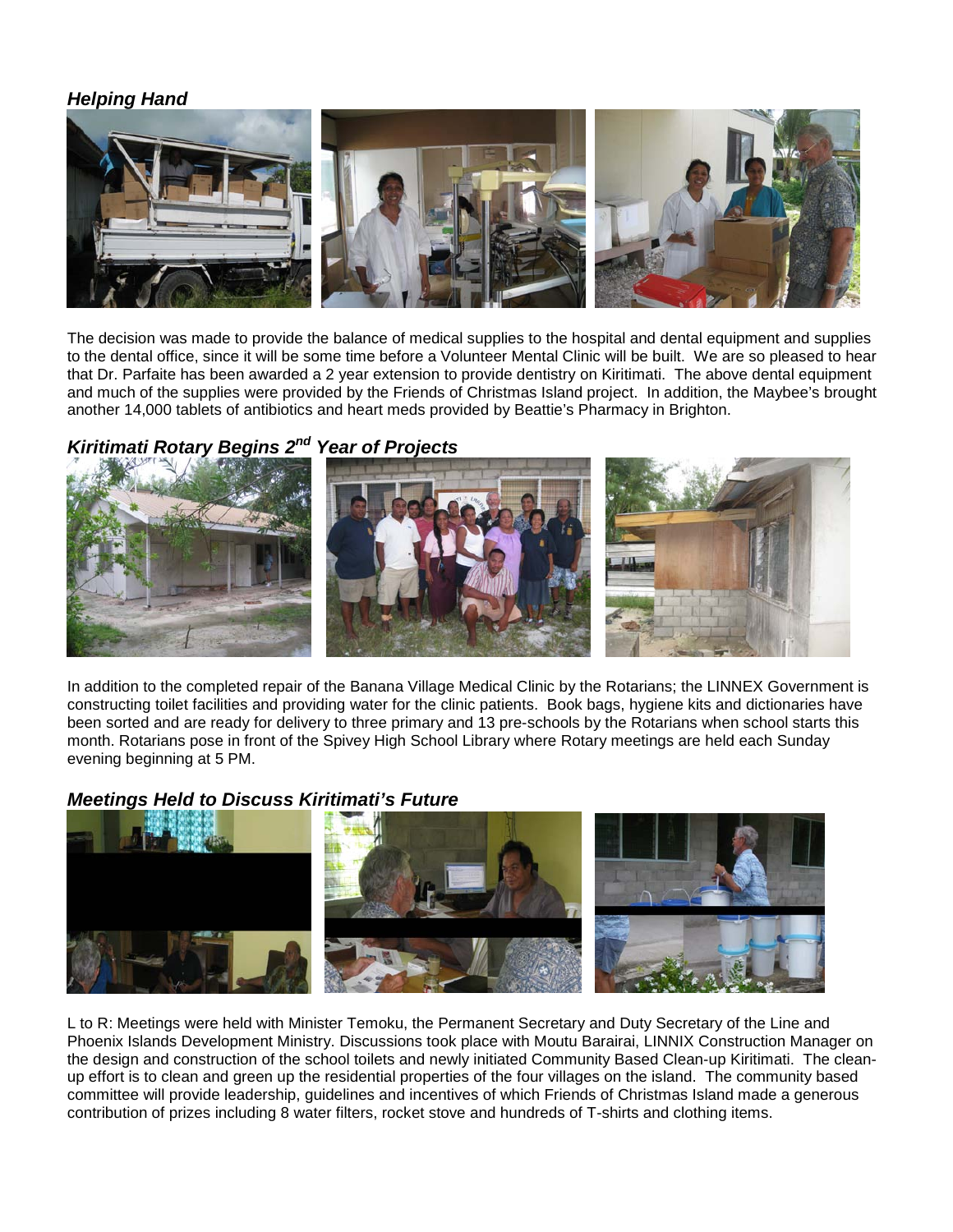### *Helping Hand*

The decision was made to provide the balance of medical supplies to the hospital and dental equipment and supplies to the dental office, since it will be some time before a Volunteer Mental Clinic will be built. We are so pleased to hear that Dr. Parfaite has been awarded a 2 year extension to provide dentistry on Kiritimati. The above dental equipment and much of the supplies were provided by the Friends of Christmas Island project. In addition, the Maybee's brought another 14,000 tablets of antibiotics and heart meds provided by Beattie's Pharmacy in Brighton.

### *Kiritimati Rotary Begins 2nd Year of Projects*

In addition to the completed repair of the Banana Village Medical Clinic by the Rotarians; the LINNEX Government is constructing toilet facilities and providing water for the clinic patients. Book bags, hygiene kits and dictionaries have been sorted and are ready for delivery to three primary and 13 pre-schools by the Rotarians when school starts this month. Rotarians pose in front of the Spivey High School Library where Rotary meetings are held each Sunday evening beginning at 5 PM.

### *Meetings Held to Discuss Kiritimati's Future*

L to R: Meetings were held with Minister Temoku, the Permanent Secretary and Duty Secretary of the Line and Phoenix Islands Development Ministry. Discussions took place with Moutu Barairai, LINNIX Construction Manager on the design and construction of the school toilets and newly initiated Community Based Clean-up Kiritimati. The clean-up effort is to clean and green up the residential properties of the four villages on the island. The community based committee will provide leadership, guidelines and incentives of which Friends of Christmas Island made a generous contribution of prizes including 8 water filters, rocket stove and hundreds of T-shirts and clothing items.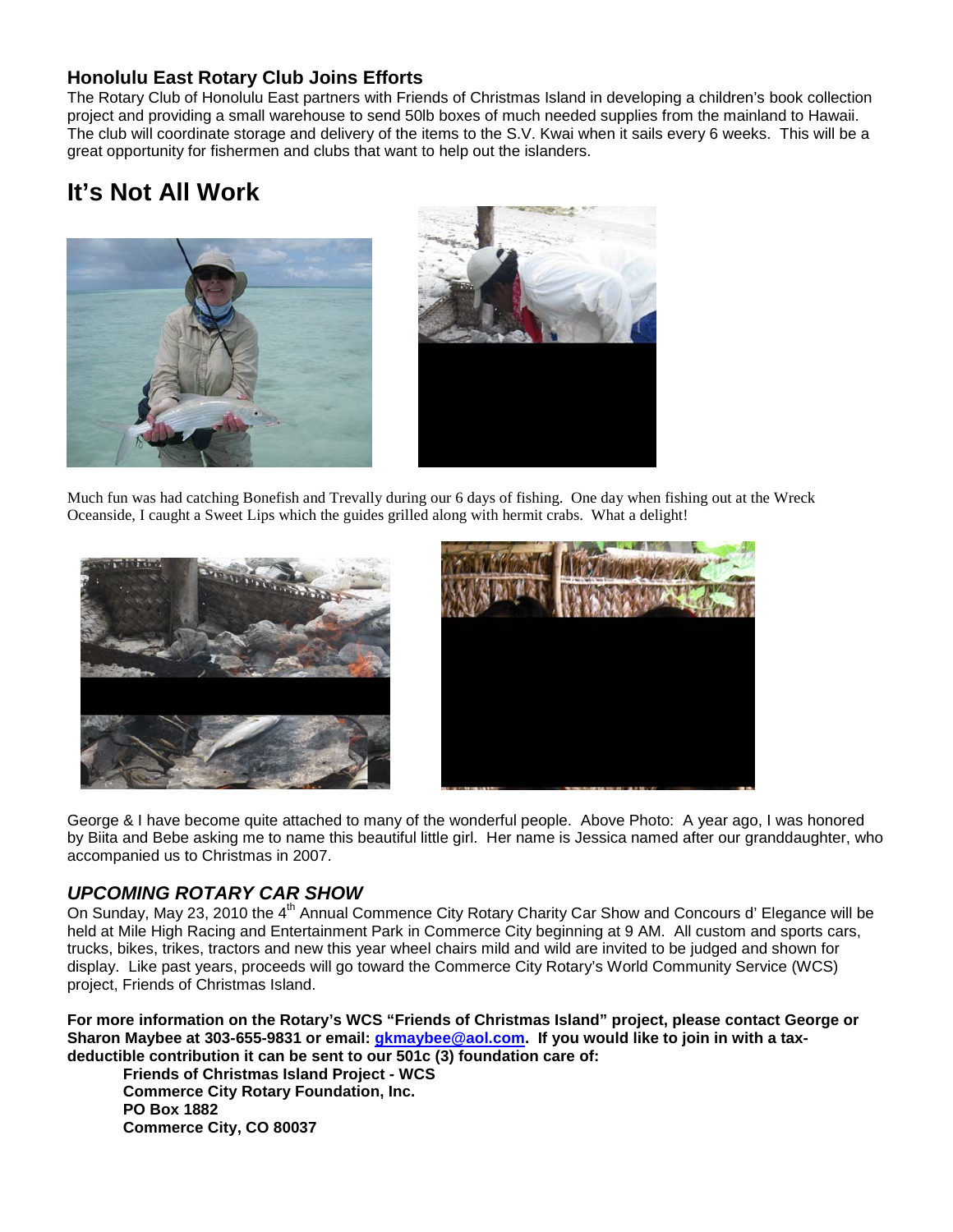### Honolulu East Rotary Club Joins Efforts

The Rotary Club of Honolulu East partners with Friends of Christmas Island in developing a children's book collection project and providing a small warehouse to send 50lb boxes of much needed supplies from the mainland to Hawaii. The club will coordinate storage and delivery of the items to the S.V. Kwai when it sails every 6 weeks. This will be a great opportunity for fishermen and clubs that want to help out the islanders.

## It's Not All Work

Much fun was had catching Bonefish and Trevally during our 6 days of fishing. One day when fishing out at the Wreck Oceanside, I caught a Sweet Lips which the guides grilled along with hermit crabs. What a delight!

George & I have become quite attached to many of the wonderful people. Above Photo: A year ago, I was honored by Biita and Bebe asking me to name this beautiful little girl. Her name is Jessica named after our granddaughter, who accompanied us to Christmas in 2007.

### *UPCOMING ROTARY CAR SHOW*

On Sunday, May 23, 2010 the 4th Annual Commence City Rotary Charity Car Show and Concours d' Elegance will be held at Mile High Racing and Entertainment Park in Commerce City beginning at 9 AM. All custom and sports cars, trucks, bikes, trikes, tractors and new this year wheel chairs mild and wild are invited to be judged and shown for display. Like past years, proceeds will go toward the Commerce City Rotary's World Community Service (WCS) project, Friends of Christmas Island.

**For more information on the Rotary's WCS "Friends of Christmas Island" project, please contact George or Sharon Maybee at 303-655-9831 or email: gkmaybee@aol.com. If you would like to join in with a tax-deductible contribution it can be sent to our 501c (3) foundation care of:**

**Friends of Christmas Island Project - WCS**
**Commerce City Rotary Foundation, Inc.**
**PO Box 1882**
**Commerce City, CO 80037**